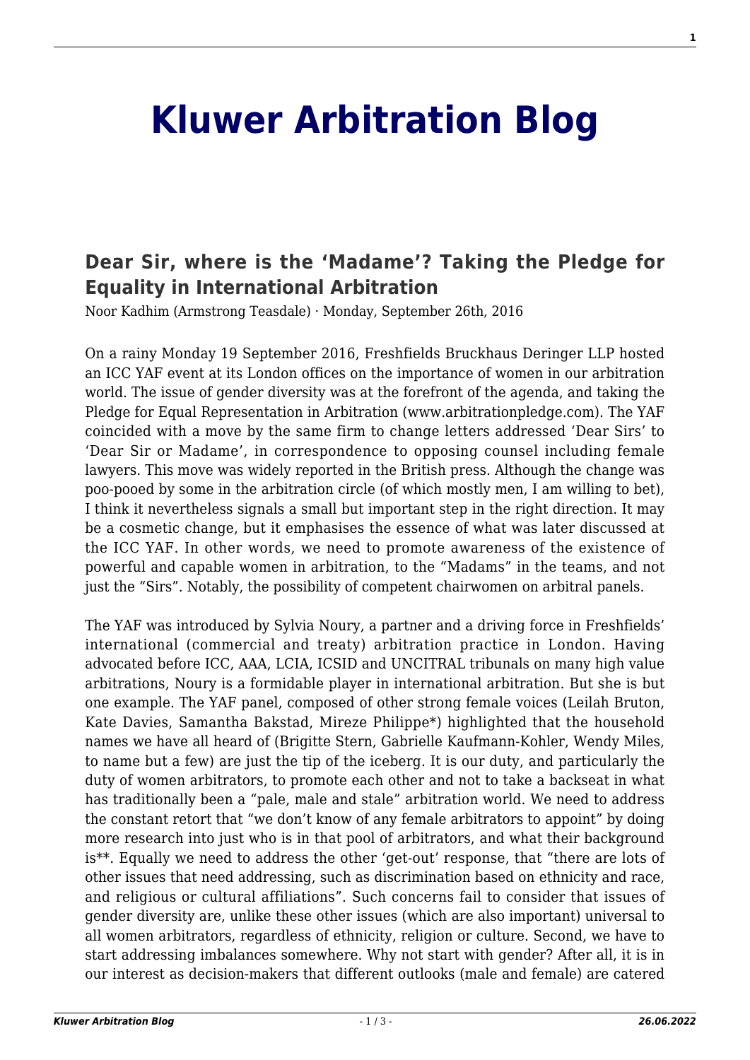# Kluwer Arbitration Blog

## Dear Sir, where is the 'Madame'? Taking the Pledge for Equality in International Arbitration

Noor Kadhim (Armstrong Teasdale) · Monday, September 26th, 2016

On a rainy Monday 19 September 2016, Freshfields Bruckhaus Deringer LLP hosted an ICC YAF event at its London offices on the importance of women in our arbitration world. The issue of gender diversity was at the forefront of the agenda, and taking the Pledge for Equal Representation in Arbitration (www.arbitrationpledge.com). The YAF coincided with a move by the same firm to change letters addressed 'Dear Sirs' to 'Dear Sir or Madame', in correspondence to opposing counsel including female lawyers. This move was widely reported in the British press. Although the change was poo-pooed by some in the arbitration circle (of which mostly men, I am willing to bet), I think it nevertheless signals a small but important step in the right direction. It may be a cosmetic change, but it emphasises the essence of what was later discussed at the ICC YAF. In other words, we need to promote awareness of the existence of powerful and capable women in arbitration, to the "Madams" in the teams, and not just the "Sirs". Notably, the possibility of competent chairwomen on arbitral panels.

The YAF was introduced by Sylvia Noury, a partner and a driving force in Freshfields' international (commercial and treaty) arbitration practice in London. Having advocated before ICC, AAA, LCIA, ICSID and UNCITRAL tribunals on many high value arbitrations, Noury is a formidable player in international arbitration. But she is but one example. The YAF panel, composed of other strong female voices (Leilah Bruton, Kate Davies, Samantha Bakstad, Mireze Philippe*) highlighted that the household names we have all heard of (Brigitte Stern, Gabrielle Kaufmann-Kohler, Wendy Miles, to name but a few) are just the tip of the iceberg. It is our duty, and particularly the duty of women arbitrators, to promote each other and not to take a backseat in what has traditionally been a "pale, male and stale" arbitration world. We need to address the constant retort that "we don't know of any female arbitrators to appoint" by doing more research into just who is in that pool of arbitrators, and what their background is**. Equally we need to address the other 'get-out' response, that "there are lots of other issues that need addressing, such as discrimination based on ethnicity and race, and religious or cultural affiliations". Such concerns fail to consider that issues of gender diversity are, unlike these other issues (which are also important) universal to all women arbitrators, regardless of ethnicity, religion or culture. Second, we have to start addressing imbalances somewhere. Why not start with gender? After all, it is in our interest as decision-makers that different outlooks (male and female) are catered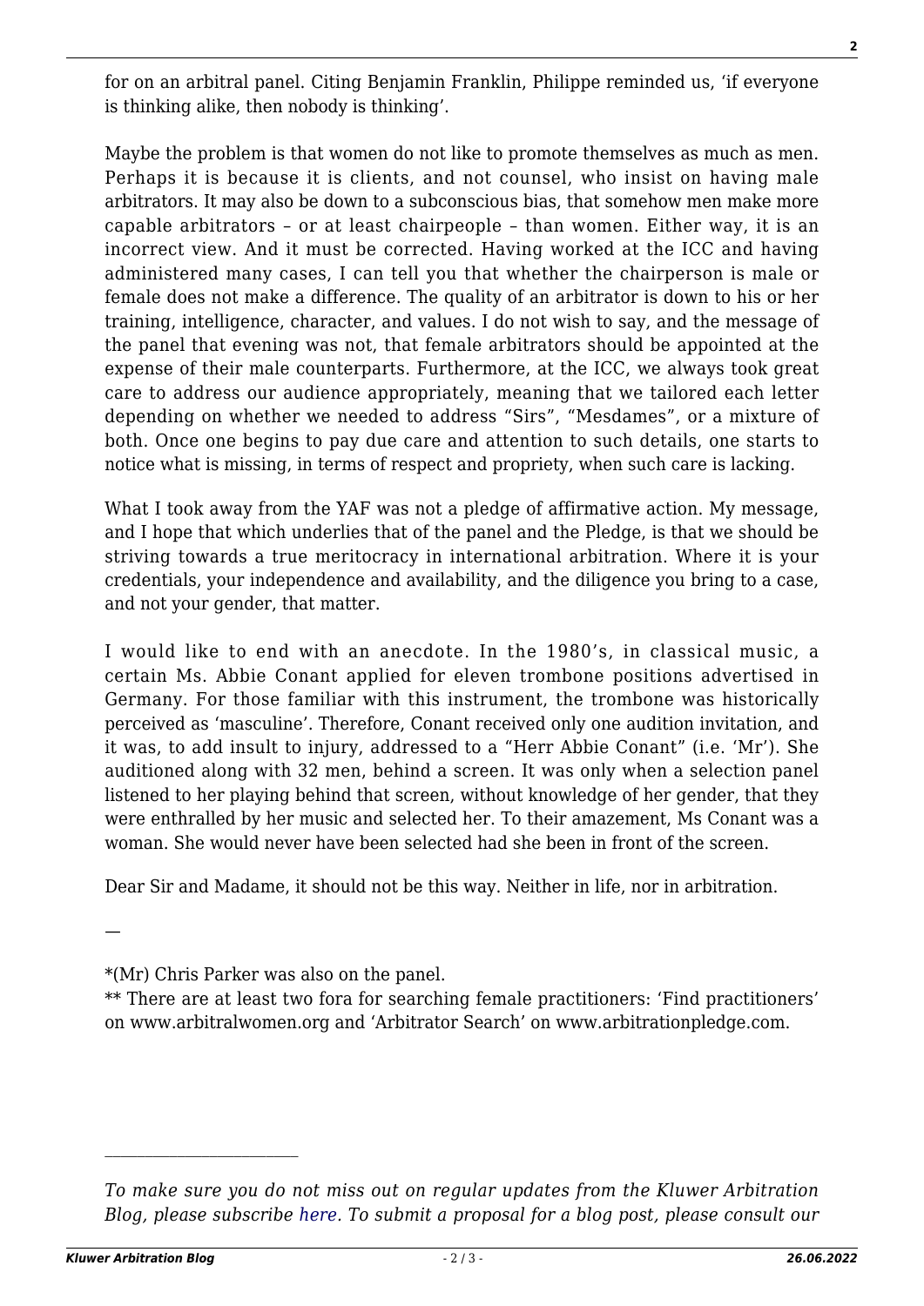for on an arbitral panel. Citing Benjamin Franklin, Philippe reminded us, 'if everyone is thinking alike, then nobody is thinking'.

Maybe the problem is that women do not like to promote themselves as much as men. Perhaps it is because it is clients, and not counsel, who insist on having male arbitrators. It may also be down to a subconscious bias, that somehow men make more capable arbitrators – or at least chairpeople – than women. Either way, it is an incorrect view. And it must be corrected. Having worked at the ICC and having administered many cases, I can tell you that whether the chairperson is male or female does not make a difference. The quality of an arbitrator is down to his or her training, intelligence, character, and values. I do not wish to say, and the message of the panel that evening was not, that female arbitrators should be appointed at the expense of their male counterparts. Furthermore, at the ICC, we always took great care to address our audience appropriately, meaning that we tailored each letter depending on whether we needed to address "Sirs", "Mesdames", or a mixture of both. Once one begins to pay due care and attention to such details, one starts to notice what is missing, in terms of respect and propriety, when such care is lacking.

What I took away from the YAF was not a pledge of affirmative action. My message, and I hope that which underlies that of the panel and the Pledge, is that we should be striving towards a true meritocracy in international arbitration. Where it is your credentials, your independence and availability, and the diligence you bring to a case, and not your gender, that matter.

I would like to end with an anecdote. In the 1980's, in classical music, a certain Ms. Abbie Conant applied for eleven trombone positions advertised in Germany. For those familiar with this instrument, the trombone was historically perceived as 'masculine'. Therefore, Conant received only one audition invitation, and it was, to add insult to injury, addressed to a "Herr Abbie Conant" (i.e. 'Mr'). She auditioned along with 32 men, behind a screen. It was only when a selection panel listened to her playing behind that screen, without knowledge of her gender, that they were enthralled by her music and selected her. To their amazement, Ms Conant was a woman. She would never have been selected had she been in front of the screen.

Dear Sir and Madame, it should not be this way. Neither in life, nor in arbitration.

—

*(Mr) Chris Parker was also on the panel.
** There are at least two fora for searching female practitioners: 'Find practitioners' on www.arbitralwomen.org and 'Arbitrator Search' on www.arbitrationpledge.com.

---

*To make sure you do not miss out on regular updates from the Kluwer Arbitration Blog, please subscribe here. To submit a proposal for a blog post, please consult our*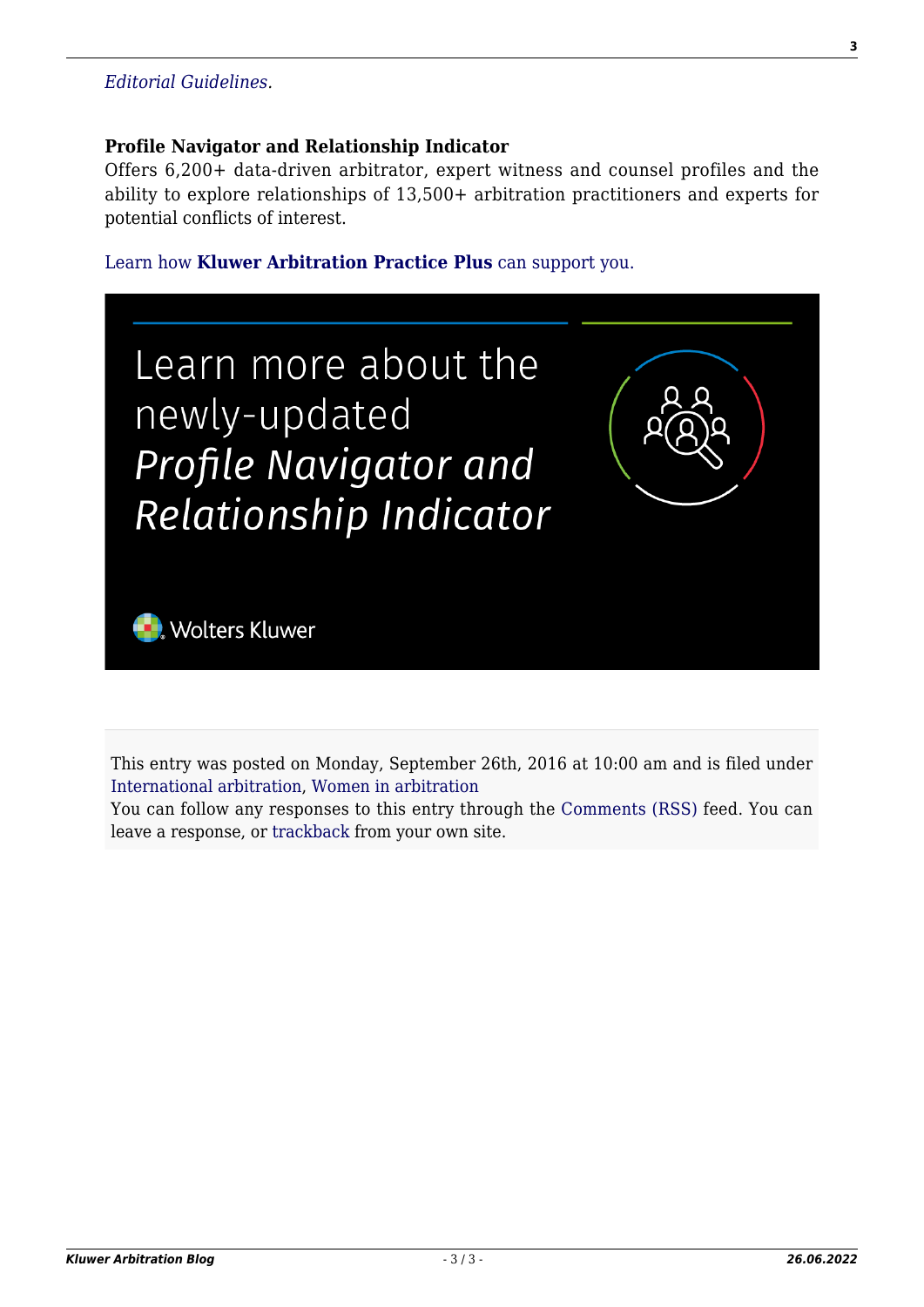*Editorial Guidelines.*

**Profile Navigator and Relationship Indicator**
Offers 6,200+ data-driven arbitrator, expert witness and counsel profiles and the ability to explore relationships of 13,500+ arbitration practitioners and experts for potential conflicts of interest.

Learn how **Kluwer Arbitration Practice Plus** can support you.

Learn more about the newly-updated *Profile Navigator and Relationship Indicator*

Wolters Kluwer

This entry was posted on Monday, September 26th, 2016 at 10:00 am and is filed under International arbitration, Women in arbitration
You can follow any responses to this entry through the Comments (RSS) feed. You can leave a response, or trackback from your own site.